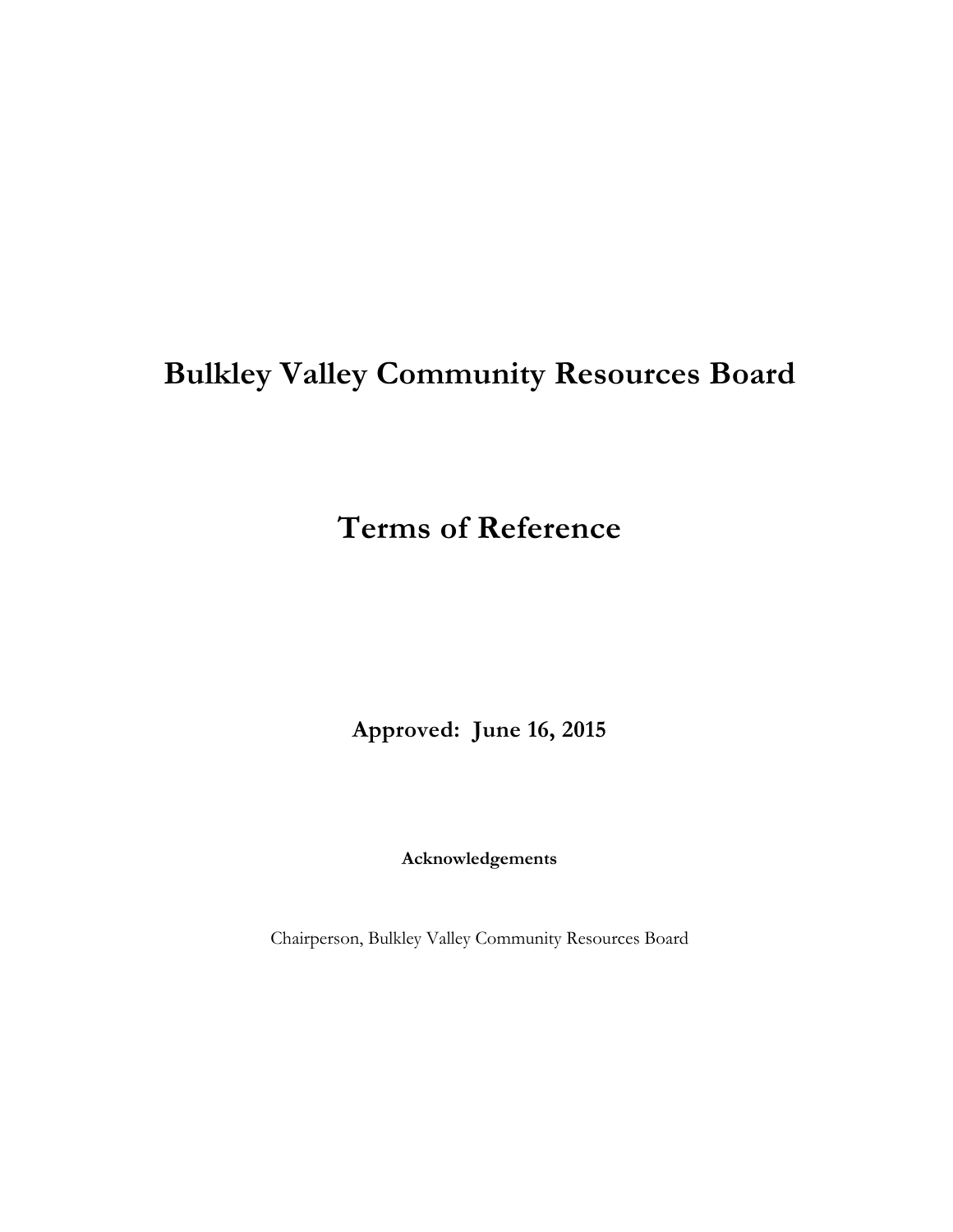# Bulkley Valley Community Resources Board

# Terms of Reference

**Approved: June 16, 2015**

**Acknowledgements**

Chairperson, Bulkley Valley Community Resources Board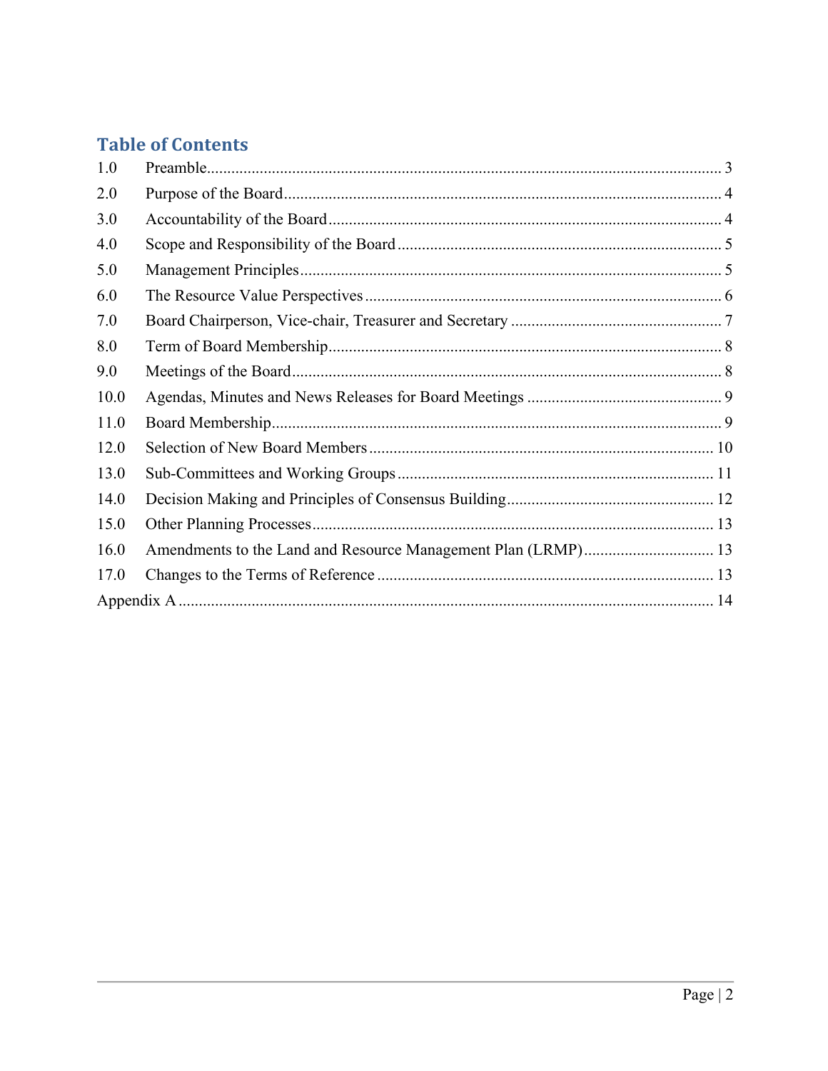## Table of Contents

1.0 Preamble ........ 3
2.0 Purpose of the Board ........ 4
3.0 Accountability of the Board ........ 4
4.0 Scope and Responsibility of the Board ........ 5
5.0 Management Principles ........ 5
6.0 The Resource Value Perspectives ........ 6
7.0 Board Chairperson, Vice-chair, Treasurer and Secretary ........ 7
8.0 Term of Board Membership ........ 8
9.0 Meetings of the Board ........ 8
10.0 Agendas, Minutes and News Releases for Board Meetings ........ 9
11.0 Board Membership ........ 9
12.0 Selection of New Board Members ........ 10
13.0 Sub-Committees and Working Groups ........ 11
14.0 Decision Making and Principles of Consensus Building ........ 12
15.0 Other Planning Processes ........ 13
16.0 Amendments to the Land and Resource Management Plan (LRMP) ........ 13
17.0 Changes to the Terms of Reference ........ 13
Appendix A ........ 14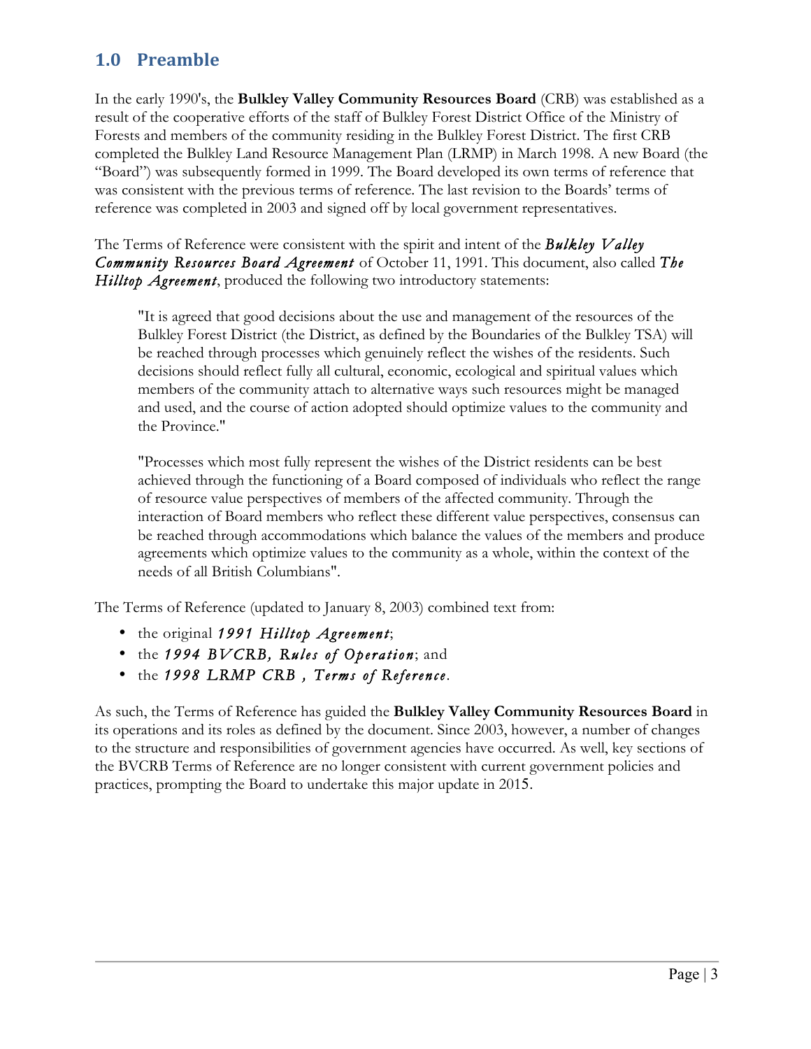## 1.0 Preamble

In the early 1990's, the **Bulkley Valley Community Resources Board** (CRB) was established as a result of the cooperative efforts of the staff of Bulkley Forest District Office of the Ministry of Forests and members of the community residing in the Bulkley Forest District. The first CRB completed the Bulkley Land Resource Management Plan (LRMP) in March 1998. A new Board (the "Board") was subsequently formed in 1999. The Board developed its own terms of reference that was consistent with the previous terms of reference. The last revision to the Boards' terms of reference was completed in 2003 and signed off by local government representatives.

The Terms of Reference were consistent with the spirit and intent of the ***Bulkley Valley Community Resources Board Agreement*** of October 11, 1991. This document, also called ***The Hilltop Agreement***, produced the following two introductory statements:

> "It is agreed that good decisions about the use and management of the resources of the Bulkley Forest District (the District, as defined by the Boundaries of the Bulkley TSA) will be reached through processes which genuinely reflect the wishes of the residents. Such decisions should reflect fully all cultural, economic, ecological and spiritual values which members of the community attach to alternative ways such resources might be managed and used, and the course of action adopted should optimize values to the community and the Province."

> "Processes which most fully represent the wishes of the District residents can be best achieved through the functioning of a Board composed of individuals who reflect the range of resource value perspectives of members of the affected community. Through the interaction of Board members who reflect these different value perspectives, consensus can be reached through accommodations which balance the values of the members and produce agreements which optimize values to the community as a whole, within the context of the needs of all British Columbians".

The Terms of Reference (updated to January 8, 2003) combined text from:

- the original ***1991 Hilltop Agreement***;
- the ***1994 BVCRB, Rules of Operation***; and
- the ***1998 LRMP CRB , Terms of Reference***.

As such, the Terms of Reference has guided the **Bulkley Valley Community Resources Board** in its operations and its roles as defined by the document. Since 2003, however, a number of changes to the structure and responsibilities of government agencies have occurred. As well, key sections of the BVCRB Terms of Reference are no longer consistent with current government policies and practices, prompting the Board to undertake this major update in 2015.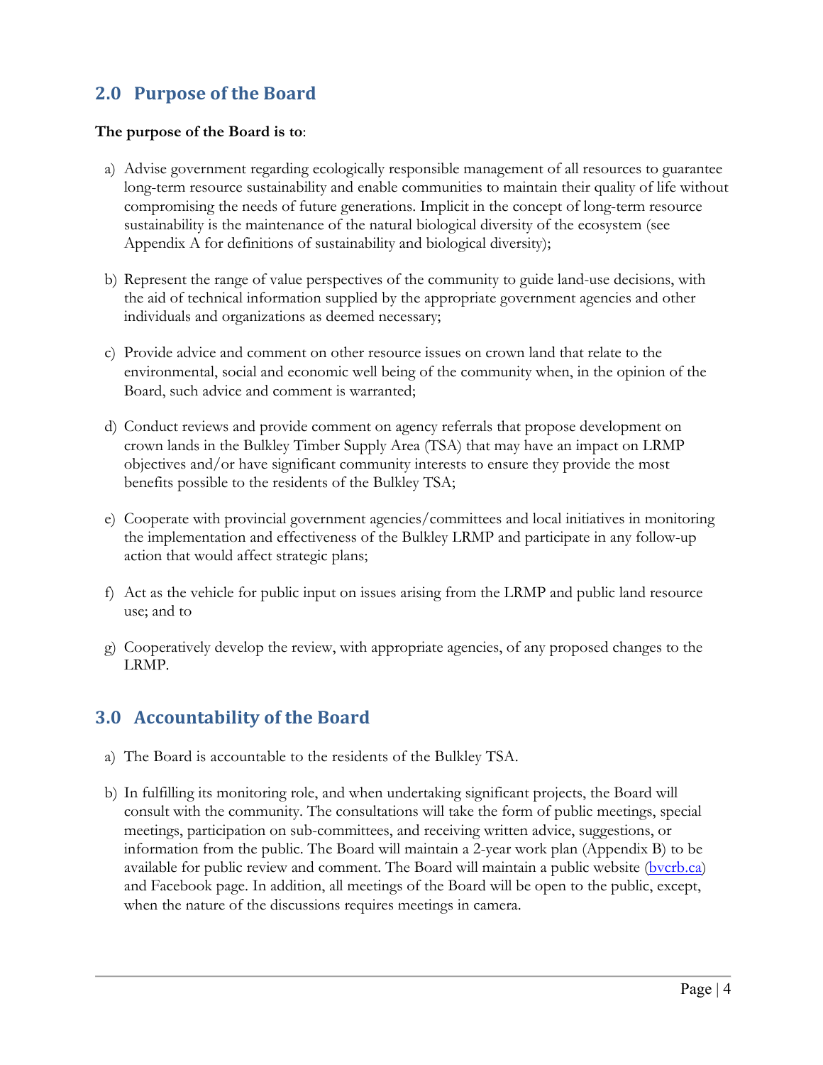## 2.0 Purpose of the Board

**The purpose of the Board is to**:

a) Advise government regarding ecologically responsible management of all resources to guarantee long-term resource sustainability and enable communities to maintain their quality of life without compromising the needs of future generations. Implicit in the concept of long-term resource sustainability is the maintenance of the natural biological diversity of the ecosystem (see Appendix A for definitions of sustainability and biological diversity);

b) Represent the range of value perspectives of the community to guide land-use decisions, with the aid of technical information supplied by the appropriate government agencies and other individuals and organizations as deemed necessary;

c) Provide advice and comment on other resource issues on crown land that relate to the environmental, social and economic well being of the community when, in the opinion of the Board, such advice and comment is warranted;

d) Conduct reviews and provide comment on agency referrals that propose development on crown lands in the Bulkley Timber Supply Area (TSA) that may have an impact on LRMP objectives and/or have significant community interests to ensure they provide the most benefits possible to the residents of the Bulkley TSA;

e) Cooperate with provincial government agencies/committees and local initiatives in monitoring the implementation and effectiveness of the Bulkley LRMP and participate in any follow-up action that would affect strategic plans;

f) Act as the vehicle for public input on issues arising from the LRMP and public land resource use; and to

g) Cooperatively develop the review, with appropriate agencies, of any proposed changes to the LRMP.

## 3.0 Accountability of the Board

a) The Board is accountable to the residents of the Bulkley TSA.

b) In fulfilling its monitoring role, and when undertaking significant projects, the Board will consult with the community. The consultations will take the form of public meetings, special meetings, participation on sub-committees, and receiving written advice, suggestions, or information from the public. The Board will maintain a 2-year work plan (Appendix B) to be available for public review and comment. The Board will maintain a public website (bvcrb.ca) and Facebook page. In addition, all meetings of the Board will be open to the public, except, when the nature of the discussions requires meetings in camera.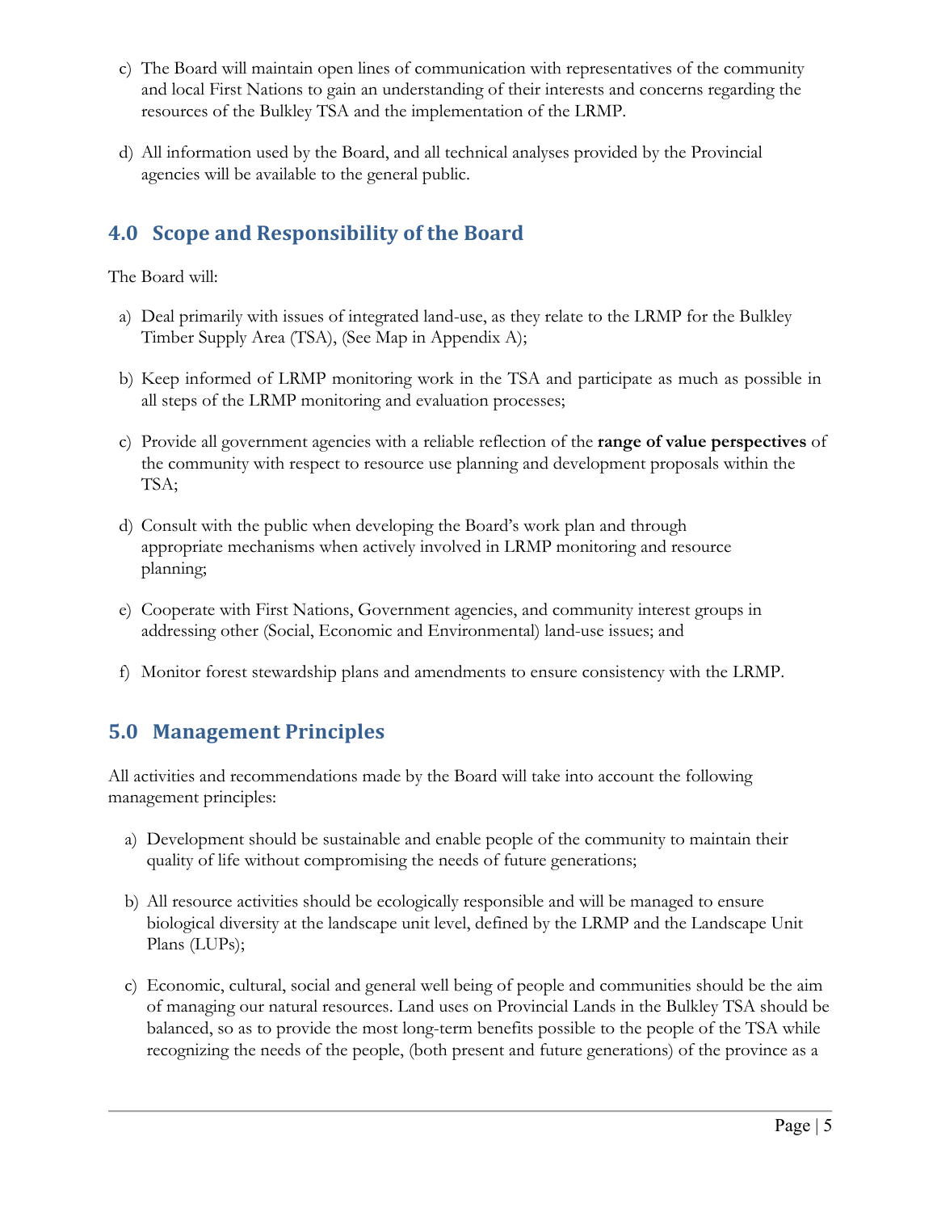c) The Board will maintain open lines of communication with representatives of the community and local First Nations to gain an understanding of their interests and concerns regarding the resources of the Bulkley TSA and the implementation of the LRMP.

d) All information used by the Board, and all technical analyses provided by the Provincial agencies will be available to the general public.

## 4.0 Scope and Responsibility of the Board

The Board will:

a) Deal primarily with issues of integrated land-use, as they relate to the LRMP for the Bulkley Timber Supply Area (TSA), (See Map in Appendix A);

b) Keep informed of LRMP monitoring work in the TSA and participate as much as possible in all steps of the LRMP monitoring and evaluation processes;

c) Provide all government agencies with a reliable reflection of the **range of value perspectives** of the community with respect to resource use planning and development proposals within the TSA;

d) Consult with the public when developing the Board's work plan and through appropriate mechanisms when actively involved in LRMP monitoring and resource planning;

e) Cooperate with First Nations, Government agencies, and community interest groups in addressing other (Social, Economic and Environmental) land-use issues; and

f) Monitor forest stewardship plans and amendments to ensure consistency with the LRMP.

## 5.0 Management Principles

All activities and recommendations made by the Board will take into account the following management principles:

a) Development should be sustainable and enable people of the community to maintain their quality of life without compromising the needs of future generations;

b) All resource activities should be ecologically responsible and will be managed to ensure biological diversity at the landscape unit level, defined by the LRMP and the Landscape Unit Plans (LUPs);

c) Economic, cultural, social and general well being of people and communities should be the aim of managing our natural resources. Land uses on Provincial Lands in the Bulkley TSA should be balanced, so as to provide the most long-term benefits possible to the people of the TSA while recognizing the needs of the people, (both present and future generations) of the province as a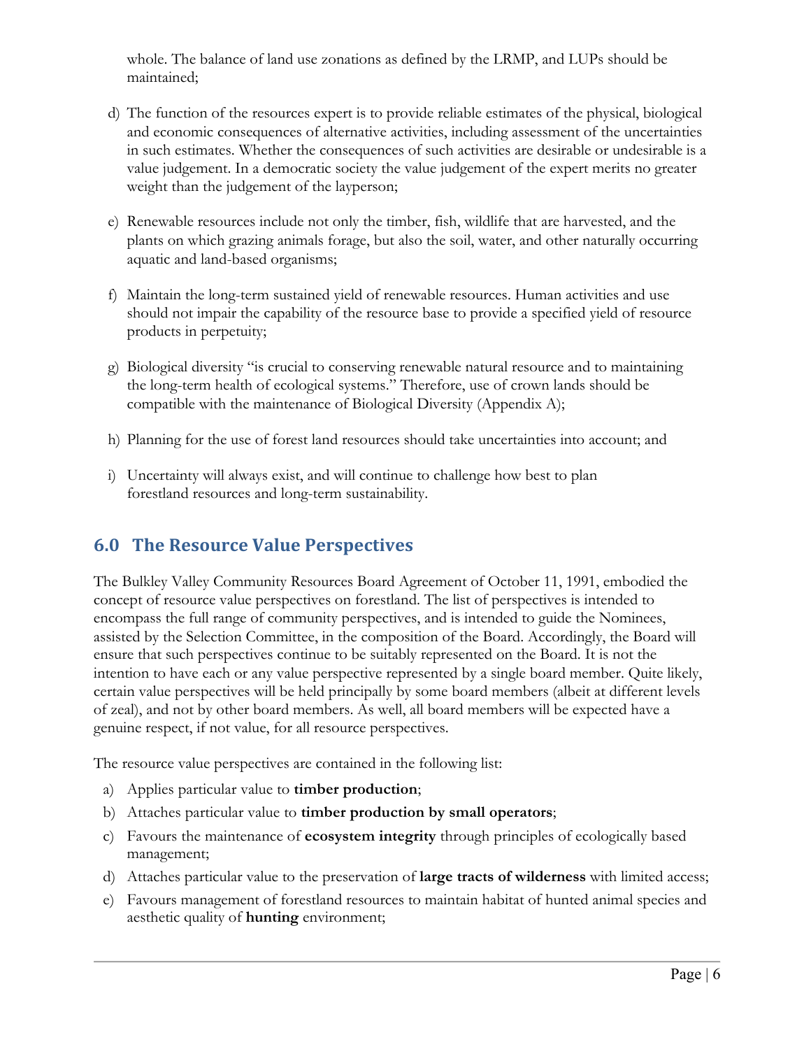whole. The balance of land use zonations as defined by the LRMP, and LUPs should be maintained;

d) The function of the resources expert is to provide reliable estimates of the physical, biological and economic consequences of alternative activities, including assessment of the uncertainties in such estimates. Whether the consequences of such activities are desirable or undesirable is a value judgement. In a democratic society the value judgement of the expert merits no greater weight than the judgement of the layperson;

e) Renewable resources include not only the timber, fish, wildlife that are harvested, and the plants on which grazing animals forage, but also the soil, water, and other naturally occurring aquatic and land-based organisms;

f) Maintain the long-term sustained yield of renewable resources. Human activities and use should not impair the capability of the resource base to provide a specified yield of resource products in perpetuity;

g) Biological diversity "is crucial to conserving renewable natural resource and to maintaining the long-term health of ecological systems." Therefore, use of crown lands should be compatible with the maintenance of Biological Diversity (Appendix A);

h) Planning for the use of forest land resources should take uncertainties into account; and

i) Uncertainty will always exist, and will continue to challenge how best to plan forestland resources and long-term sustainability.

## 6.0 The Resource Value Perspectives

The Bulkley Valley Community Resources Board Agreement of October 11, 1991, embodied the concept of resource value perspectives on forestland. The list of perspectives is intended to encompass the full range of community perspectives, and is intended to guide the Nominees, assisted by the Selection Committee, in the composition of the Board. Accordingly, the Board will ensure that such perspectives continue to be suitably represented on the Board. It is not the intention to have each or any value perspective represented by a single board member. Quite likely, certain value perspectives will be held principally by some board members (albeit at different levels of zeal), and not by other board members. As well, all board members will be expected have a genuine respect, if not value, for all resource perspectives.

The resource value perspectives are contained in the following list:

a) Applies particular value to **timber production**;
b) Attaches particular value to **timber production by small operators**;
c) Favours the maintenance of **ecosystem integrity** through principles of ecologically based management;
d) Attaches particular value to the preservation of **large tracts of wilderness** with limited access;
e) Favours management of forestland resources to maintain habitat of hunted animal species and aesthetic quality of **hunting** environment;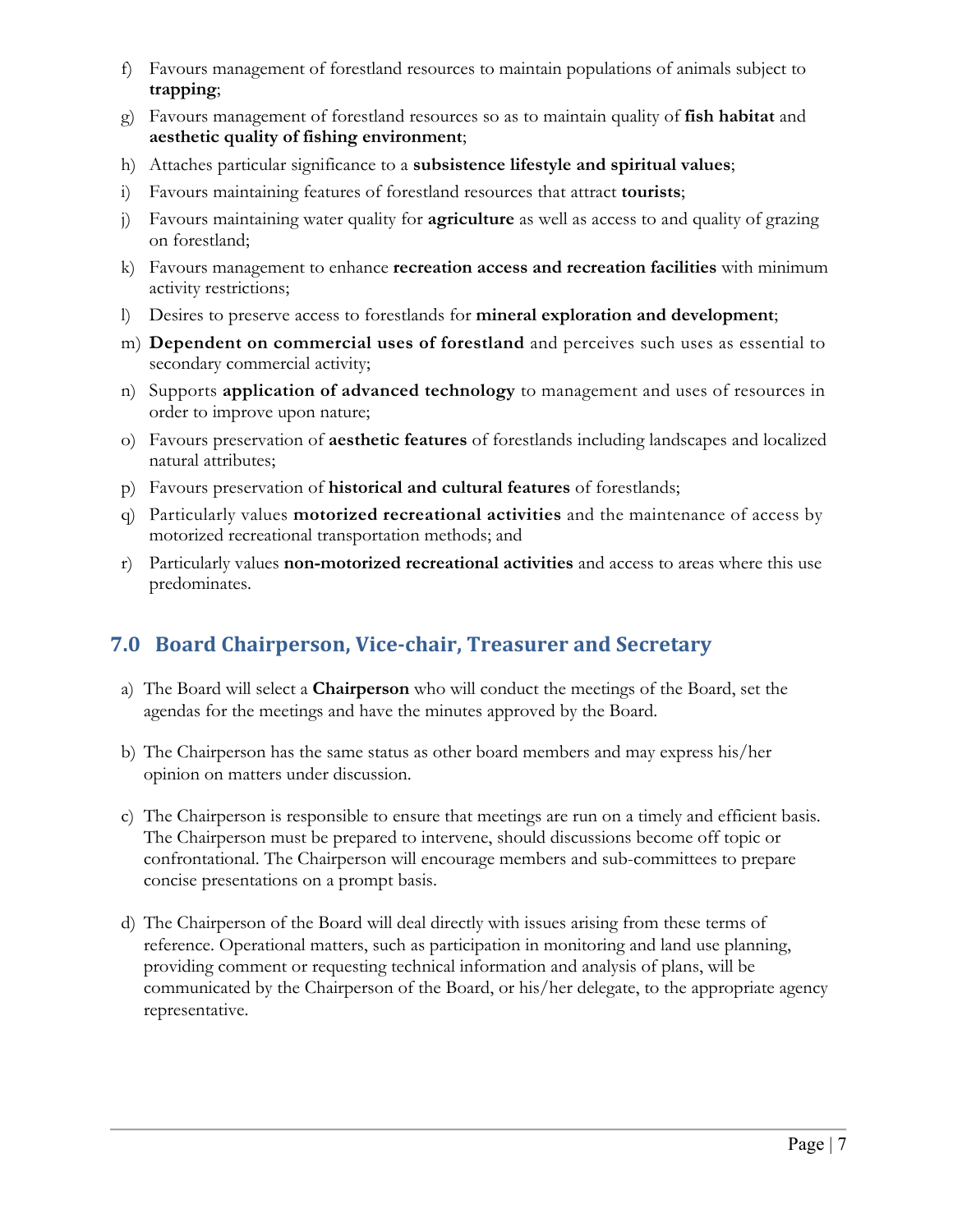f) Favours management of forestland resources to maintain populations of animals subject to **trapping**;

g) Favours management of forestland resources so as to maintain quality of **fish habitat** and **aesthetic quality of fishing environment**;

h) Attaches particular significance to a **subsistence lifestyle and spiritual values**;

i) Favours maintaining features of forestland resources that attract **tourists**;

j) Favours maintaining water quality for **agriculture** as well as access to and quality of grazing on forestland;

k) Favours management to enhance **recreation access and recreation facilities** with minimum activity restrictions;

l) Desires to preserve access to forestlands for **mineral exploration and development**;

m) **Dependent on commercial uses of forestland** and perceives such uses as essential to secondary commercial activity;

n) Supports **application of advanced technology** to management and uses of resources in order to improve upon nature;

o) Favours preservation of **aesthetic features** of forestlands including landscapes and localized natural attributes;

p) Favours preservation of **historical and cultural features** of forestlands;

q) Particularly values **motorized recreational activities** and the maintenance of access by motorized recreational transportation methods; and

r) Particularly values **non-motorized recreational activities** and access to areas where this use predominates.

## 7.0 Board Chairperson, Vice-chair, Treasurer and Secretary

a) The Board will select a **Chairperson** who will conduct the meetings of the Board, set the agendas for the meetings and have the minutes approved by the Board.

b) The Chairperson has the same status as other board members and may express his/her opinion on matters under discussion.

c) The Chairperson is responsible to ensure that meetings are run on a timely and efficient basis. The Chairperson must be prepared to intervene, should discussions become off topic or confrontational. The Chairperson will encourage members and sub-committees to prepare concise presentations on a prompt basis.

d) The Chairperson of the Board will deal directly with issues arising from these terms of reference. Operational matters, such as participation in monitoring and land use planning, providing comment or requesting technical information and analysis of plans, will be communicated by the Chairperson of the Board, or his/her delegate, to the appropriate agency representative.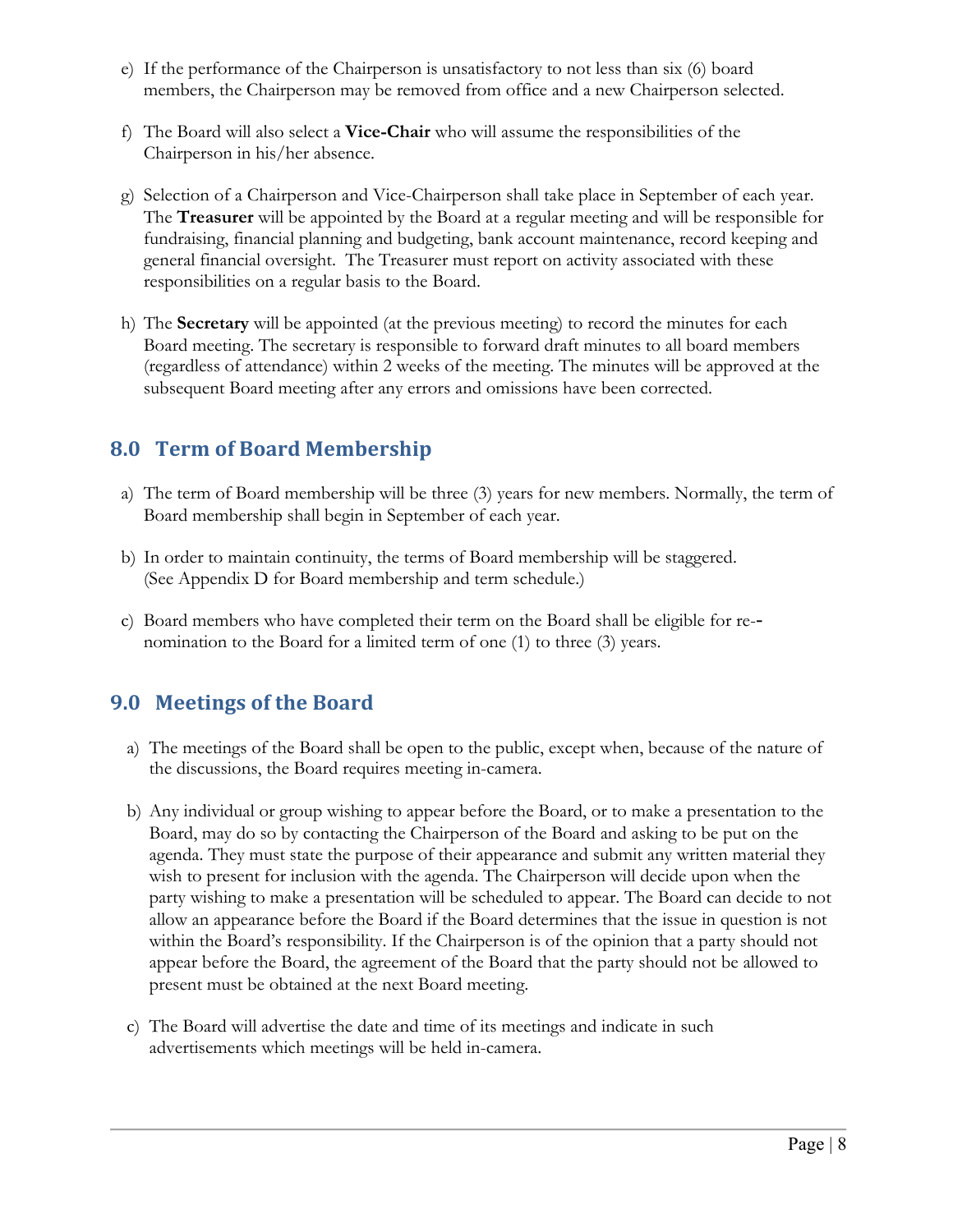e) If the performance of the Chairperson is unsatisfactory to not less than six (6) board members, the Chairperson may be removed from office and a new Chairperson selected.

f) The Board will also select a **Vice-Chair** who will assume the responsibilities of the Chairperson in his/her absence.

g) Selection of a Chairperson and Vice-Chairperson shall take place in September of each year. The **Treasurer** will be appointed by the Board at a regular meeting and will be responsible for fundraising, financial planning and budgeting, bank account maintenance, record keeping and general financial oversight. The Treasurer must report on activity associated with these responsibilities on a regular basis to the Board.

h) The **Secretary** will be appointed (at the previous meeting) to record the minutes for each Board meeting. The secretary is responsible to forward draft minutes to all board members (regardless of attendance) within 2 weeks of the meeting. The minutes will be approved at the subsequent Board meeting after any errors and omissions have been corrected.

## 8.0 Term of Board Membership

a) The term of Board membership will be three (3) years for new members. Normally, the term of Board membership shall begin in September of each year.

b) In order to maintain continuity, the terms of Board membership will be staggered. (See Appendix D for Board membership and term schedule.)

c) Board members who have completed their term on the Board shall be eligible for re-- nomination to the Board for a limited term of one (1) to three (3) years.

## 9.0 Meetings of the Board

a) The meetings of the Board shall be open to the public, except when, because of the nature of the discussions, the Board requires meeting in-camera.

b) Any individual or group wishing to appear before the Board, or to make a presentation to the Board, may do so by contacting the Chairperson of the Board and asking to be put on the agenda. They must state the purpose of their appearance and submit any written material they wish to present for inclusion with the agenda. The Chairperson will decide upon when the party wishing to make a presentation will be scheduled to appear. The Board can decide to not allow an appearance before the Board if the Board determines that the issue in question is not within the Board's responsibility. If the Chairperson is of the opinion that a party should not appear before the Board, the agreement of the Board that the party should not be allowed to present must be obtained at the next Board meeting.

c) The Board will advertise the date and time of its meetings and indicate in such advertisements which meetings will be held in-camera.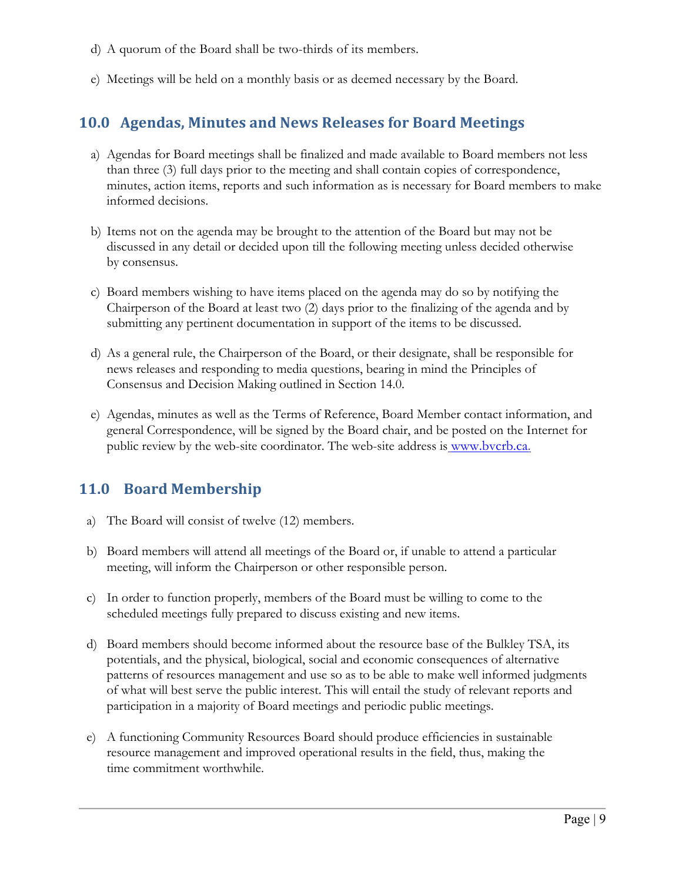d) A quorum of the Board shall be two-thirds of its members.

e) Meetings will be held on a monthly basis or as deemed necessary by the Board.

## 10.0 Agendas, Minutes and News Releases for Board Meetings

a) Agendas for Board meetings shall be finalized and made available to Board members not less than three (3) full days prior to the meeting and shall contain copies of correspondence, minutes, action items, reports and such information as is necessary for Board members to make informed decisions.

b) Items not on the agenda may be brought to the attention of the Board but may not be discussed in any detail or decided upon till the following meeting unless decided otherwise by consensus.

c) Board members wishing to have items placed on the agenda may do so by notifying the Chairperson of the Board at least two (2) days prior to the finalizing of the agenda and by submitting any pertinent documentation in support of the items to be discussed.

d) As a general rule, the Chairperson of the Board, or their designate, shall be responsible for news releases and responding to media questions, bearing in mind the Principles of Consensus and Decision Making outlined in Section 14.0.

e) Agendas, minutes as well as the Terms of Reference, Board Member contact information, and general Correspondence, will be signed by the Board chair, and be posted on the Internet for public review by the web-site coordinator. The web-site address is www.bvcrb.ca.

## 11.0 Board Membership

a) The Board will consist of twelve (12) members.

b) Board members will attend all meetings of the Board or, if unable to attend a particular meeting, will inform the Chairperson or other responsible person.

c) In order to function properly, members of the Board must be willing to come to the scheduled meetings fully prepared to discuss existing and new items.

d) Board members should become informed about the resource base of the Bulkley TSA, its potentials, and the physical, biological, social and economic consequences of alternative patterns of resources management and use so as to be able to make well informed judgments of what will best serve the public interest. This will entail the study of relevant reports and participation in a majority of Board meetings and periodic public meetings.

e) A functioning Community Resources Board should produce efficiencies in sustainable resource management and improved operational results in the field, thus, making the time commitment worthwhile.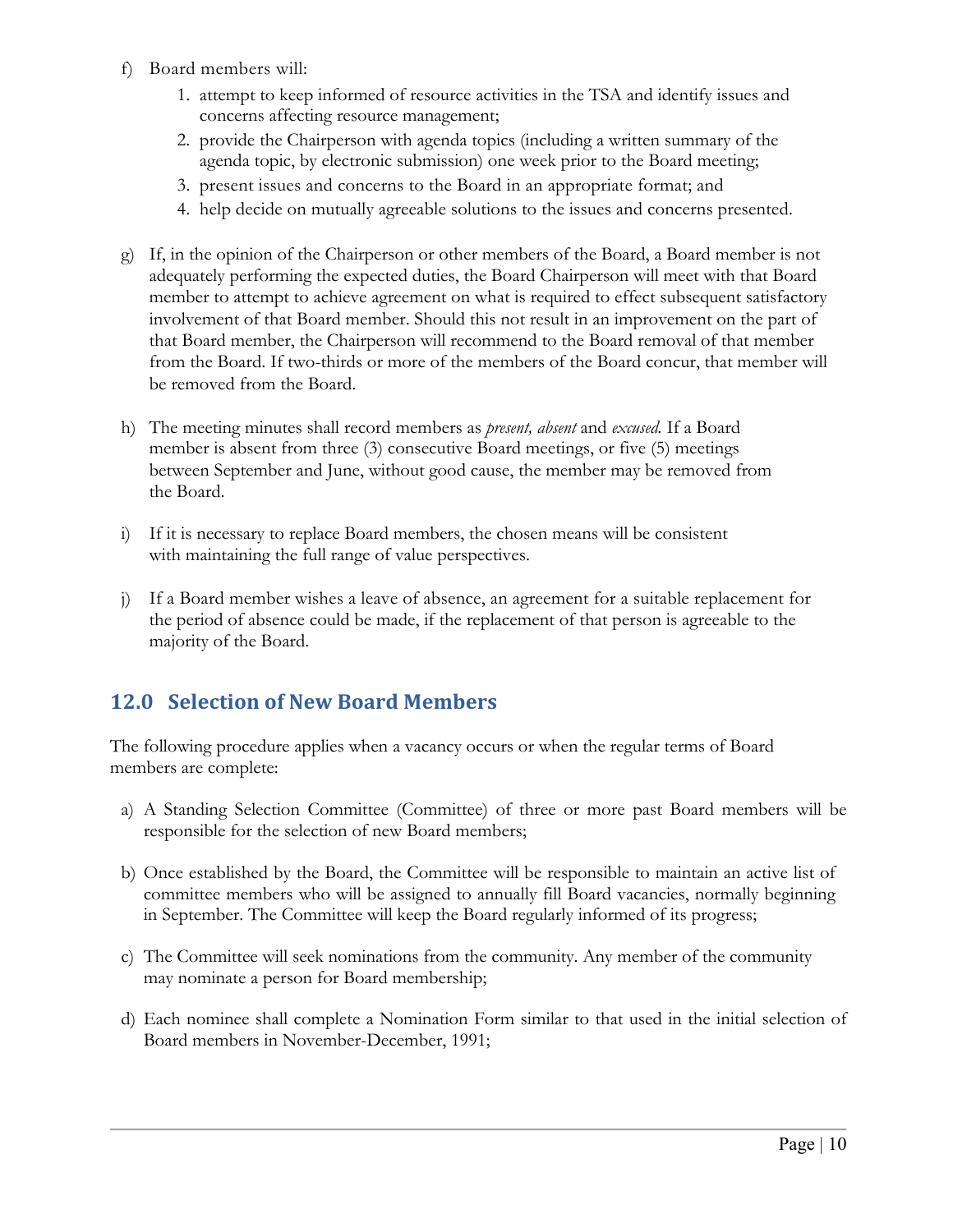f) Board members will:
    1. attempt to keep informed of resource activities in the TSA and identify issues and concerns affecting resource management;
    2. provide the Chairperson with agenda topics (including a written summary of the agenda topic, by electronic submission) one week prior to the Board meeting;
    3. present issues and concerns to the Board in an appropriate format; and
    4. help decide on mutually agreeable solutions to the issues and concerns presented.

g) If, in the opinion of the Chairperson or other members of the Board, a Board member is not adequately performing the expected duties, the Board Chairperson will meet with that Board member to attempt to achieve agreement on what is required to effect subsequent satisfactory involvement of that Board member. Should this not result in an improvement on the part of that Board member, the Chairperson will recommend to the Board removal of that member from the Board. If two-thirds or more of the members of the Board concur, that member will be removed from the Board.

h) The meeting minutes shall record members as *present, absent* and *excused.* If a Board member is absent from three (3) consecutive Board meetings, or five (5) meetings between September and June, without good cause, the member may be removed from the Board.

i) If it is necessary to replace Board members, the chosen means will be consistent with maintaining the full range of value perspectives.

j) If a Board member wishes a leave of absence, an agreement for a suitable replacement for the period of absence could be made, if the replacement of that person is agreeable to the majority of the Board.

## 12.0 Selection of New Board Members

The following procedure applies when a vacancy occurs or when the regular terms of Board members are complete:

a) A Standing Selection Committee (Committee) of three or more past Board members will be responsible for the selection of new Board members;

b) Once established by the Board, the Committee will be responsible to maintain an active list of committee members who will be assigned to annually fill Board vacancies, normally beginning in September. The Committee will keep the Board regularly informed of its progress;

c) The Committee will seek nominations from the community. Any member of the community may nominate a person for Board membership;

d) Each nominee shall complete a Nomination Form similar to that used in the initial selection of Board members in November-December, 1991;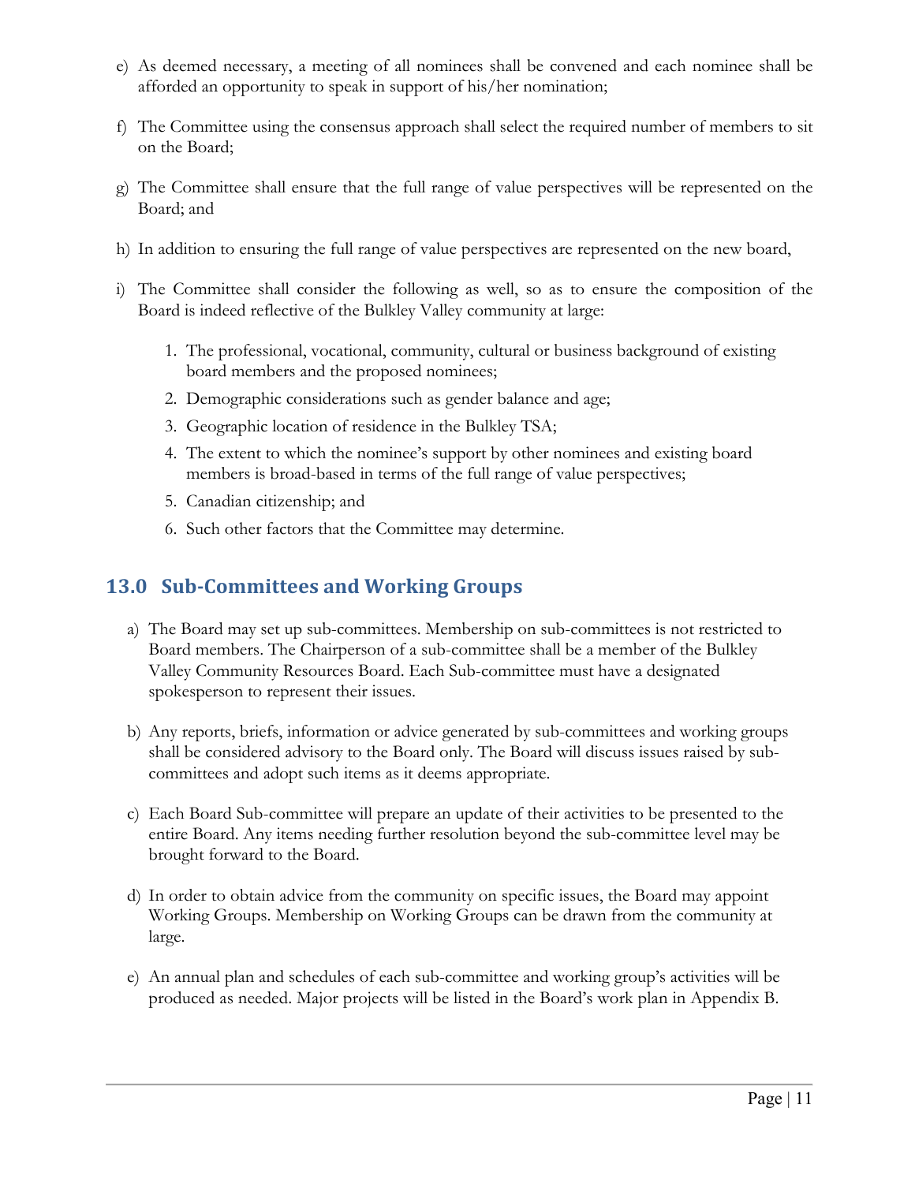e) As deemed necessary, a meeting of all nominees shall be convened and each nominee shall be afforded an opportunity to speak in support of his/her nomination;

f) The Committee using the consensus approach shall select the required number of members to sit on the Board;

g) The Committee shall ensure that the full range of value perspectives will be represented on the Board; and

h) In addition to ensuring the full range of value perspectives are represented on the new board,

i) The Committee shall consider the following as well, so as to ensure the composition of the Board is indeed reflective of the Bulkley Valley community at large:

   1. The professional, vocational, community, cultural or business background of existing board members and the proposed nominees;
   2. Demographic considerations such as gender balance and age;
   3. Geographic location of residence in the Bulkley TSA;
   4. The extent to which the nominee's support by other nominees and existing board members is broad-based in terms of the full range of value perspectives;
   5. Canadian citizenship; and
   6. Such other factors that the Committee may determine.

## 13.0 Sub-Committees and Working Groups

a) The Board may set up sub-committees. Membership on sub-committees is not restricted to Board members. The Chairperson of a sub-committee shall be a member of the Bulkley Valley Community Resources Board. Each Sub-committee must have a designated spokesperson to represent their issues.

b) Any reports, briefs, information or advice generated by sub-committees and working groups shall be considered advisory to the Board only. The Board will discuss issues raised by sub-committees and adopt such items as it deems appropriate.

c) Each Board Sub-committee will prepare an update of their activities to be presented to the entire Board. Any items needing further resolution beyond the sub-committee level may be brought forward to the Board.

d) In order to obtain advice from the community on specific issues, the Board may appoint Working Groups. Membership on Working Groups can be drawn from the community at large.

e) An annual plan and schedules of each sub-committee and working group's activities will be produced as needed. Major projects will be listed in the Board's work plan in Appendix B.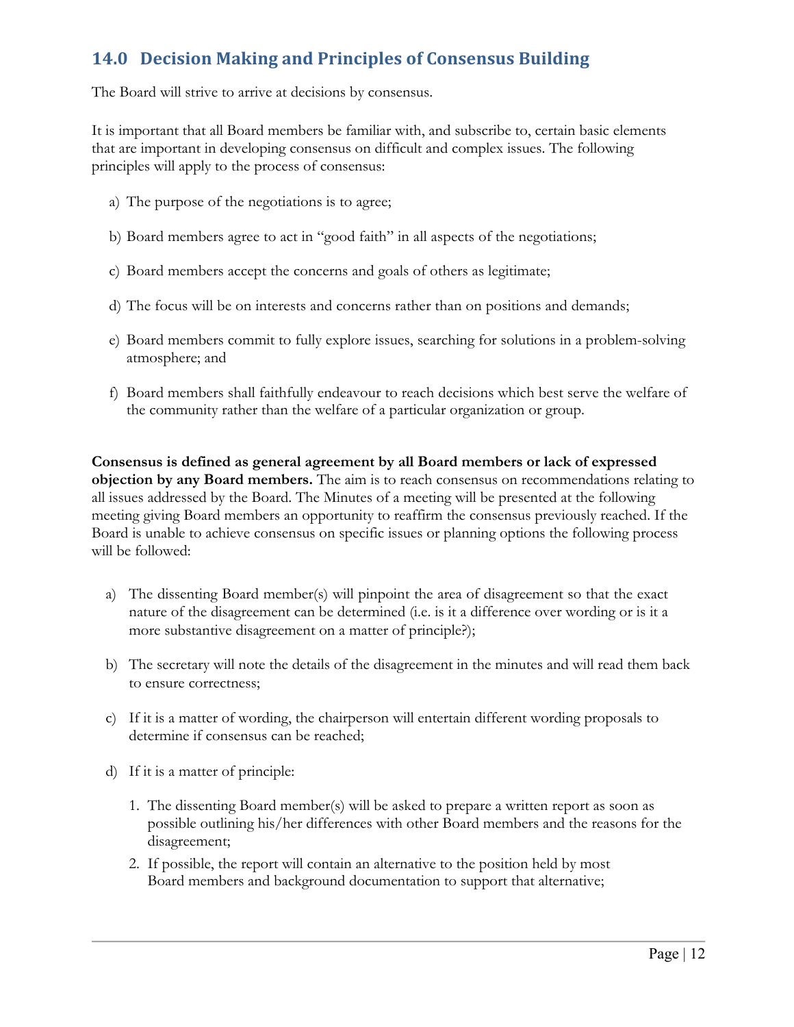## 14.0 Decision Making and Principles of Consensus Building

The Board will strive to arrive at decisions by consensus.

It is important that all Board members be familiar with, and subscribe to, certain basic elements that are important in developing consensus on difficult and complex issues. The following principles will apply to the process of consensus:

a) The purpose of the negotiations is to agree;

b) Board members agree to act in "good faith" in all aspects of the negotiations;

c) Board members accept the concerns and goals of others as legitimate;

d) The focus will be on interests and concerns rather than on positions and demands;

e) Board members commit to fully explore issues, searching for solutions in a problem-solving atmosphere; and

f) Board members shall faithfully endeavour to reach decisions which best serve the welfare of the community rather than the welfare of a particular organization or group.

**Consensus is defined as general agreement by all Board members or lack of expressed objection by any Board members.** The aim is to reach consensus on recommendations relating to all issues addressed by the Board. The Minutes of a meeting will be presented at the following meeting giving Board members an opportunity to reaffirm the consensus previously reached. If the Board is unable to achieve consensus on specific issues or planning options the following process will be followed:

a) The dissenting Board member(s) will pinpoint the area of disagreement so that the exact nature of the disagreement can be determined (i.e. is it a difference over wording or is it a more substantive disagreement on a matter of principle?);

b) The secretary will note the details of the disagreement in the minutes and will read them back to ensure correctness;

c) If it is a matter of wording, the chairperson will entertain different wording proposals to determine if consensus can be reached;

d) If it is a matter of principle:

   1. The dissenting Board member(s) will be asked to prepare a written report as soon as possible outlining his/her differences with other Board members and the reasons for the disagreement;
   2. If possible, the report will contain an alternative to the position held by most Board members and background documentation to support that alternative;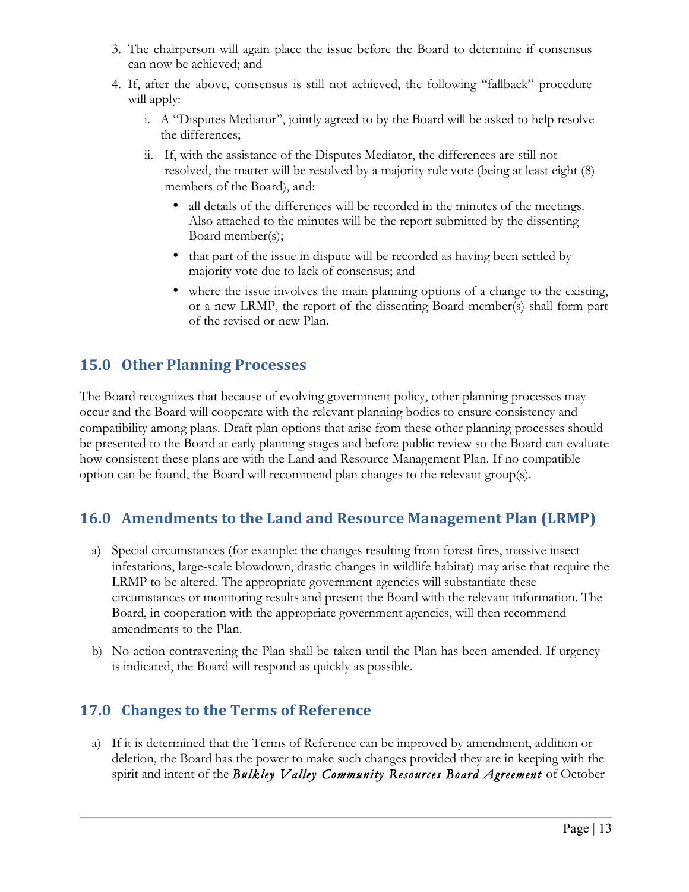3. The chairperson will again place the issue before the Board to determine if consensus can now be achieved; and
4. If, after the above, consensus is still not achieved, the following "fallback" procedure will apply:
   i. A "Disputes Mediator", jointly agreed to by the Board will be asked to help resolve the differences;
   ii. If, with the assistance of the Disputes Mediator, the differences are still not resolved, the matter will be resolved by a majority rule vote (being at least eight (8) members of the Board), and:
      - all details of the differences will be recorded in the minutes of the meetings. Also attached to the minutes will be the report submitted by the dissenting Board member(s);
      - that part of the issue in dispute will be recorded as having been settled by majority vote due to lack of consensus; and
      - where the issue involves the main planning options of a change to the existing, or a new LRMP, the report of the dissenting Board member(s) shall form part of the revised or new Plan.

## 15.0 Other Planning Processes

The Board recognizes that because of evolving government policy, other planning processes may occur and the Board will cooperate with the relevant planning bodies to ensure consistency and compatibility among plans. Draft plan options that arise from these other planning processes should be presented to the Board at early planning stages and before public review so the Board can evaluate how consistent these plans are with the Land and Resource Management Plan. If no compatible option can be found, the Board will recommend plan changes to the relevant group(s).

## 16.0 Amendments to the Land and Resource Management Plan (LRMP)

a) Special circumstances (for example: the changes resulting from forest fires, massive insect infestations, large-scale blowdown, drastic changes in wildlife habitat) may arise that require the LRMP to be altered. The appropriate government agencies will substantiate these circumstances or monitoring results and present the Board with the relevant information. The Board, in cooperation with the appropriate government agencies, will then recommend amendments to the Plan.

b) No action contravening the Plan shall be taken until the Plan has been amended. If urgency is indicated, the Board will respond as quickly as possible.

## 17.0 Changes to the Terms of Reference

a) If it is determined that the Terms of Reference can be improved by amendment, addition or deletion, the Board has the power to make such changes provided they are in keeping with the spirit and intent of the ***Bulkley Valley Community Resources Board Agreement*** of October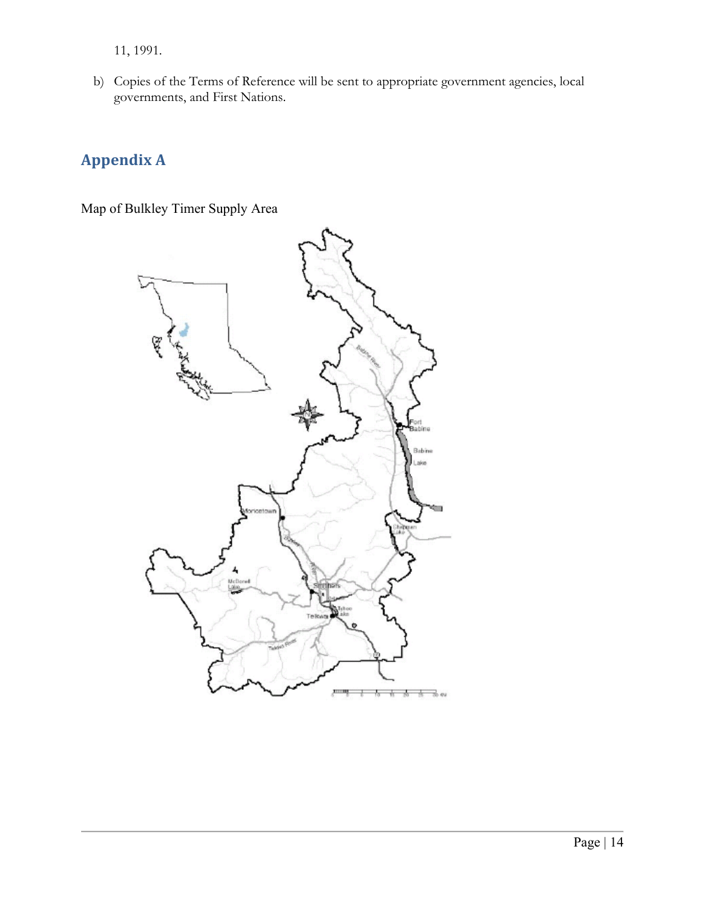11, 1991.

b) Copies of the Terms of Reference will be sent to appropriate government agencies, local governments, and First Nations.

## Appendix A

Map of Bulkley Timer Supply Area

Fort Babine
Babine Lake
Moricetown
Smithers
Telkwa
McDonell Lake
Tyhee Lake
Telkwa River
Babine River
Bulkley River